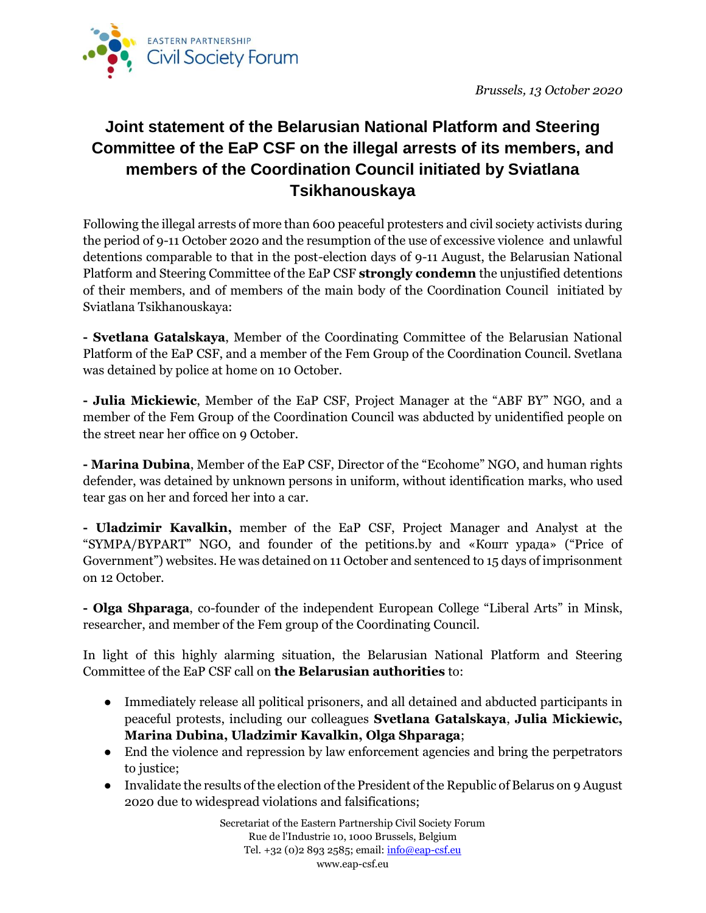EASTERN PARTNERSHIP
Civil Society Forum

*Brussels, 13 October 2020*

# Joint statement of the Belarusian National Platform and Steering Committee of the EaP CSF on the illegal arrests of its members, and members of the Coordination Council initiated by Sviatlana Tsikhanouskaya

Following the illegal arrests of more than 600 peaceful protesters and civil society activists during the period of 9-11 October 2020 and the resumption of the use of excessive violence and unlawful detentions comparable to that in the post-election days of 9-11 August, the Belarusian National Platform and Steering Committee of the EaP CSF **strongly condemn** the unjustified detentions of their members, and of members of the main body of the Coordination Council initiated by Sviatlana Tsikhanouskaya:

**- Svetlana Gatalskaya**, Member of the Coordinating Committee of the Belarusian National Platform of the EaP CSF, and a member of the Fem Group of the Coordination Council. Svetlana was detained by police at home on 10 October.

**- Julia Mickiewic**, Member of the EaP CSF, Project Manager at the "ABF BY" NGO, and a member of the Fem Group of the Coordination Council was abducted by unidentified people on the street near her office on 9 October.

**- Marina Dubina**, Member of the EaP CSF, Director of the "Ecohome" NGO, and human rights defender, was detained by unknown persons in uniform, without identification marks, who used tear gas on her and forced her into a car.

**- Uladzimir Kavalkin,** member of the EaP CSF, Project Manager and Analyst at the "SYMPA/BYPART" NGO, and founder of the petitions.by and «Кошт урада» ("Price of Government") websites. He was detained on 11 October and sentenced to 15 days of imprisonment on 12 October.

**- Olga Shparaga**, co-founder of the independent European College "Liberal Arts" in Minsk, researcher, and member of the Fem group of the Coordinating Council.

In light of this highly alarming situation, the Belarusian National Platform and Steering Committee of the EaP CSF call on **the Belarusian authorities** to:

- Immediately release all political prisoners, and all detained and abducted participants in peaceful protests, including our colleagues **Svetlana Gatalskaya**, **Julia Mickiewic, Marina Dubina, Uladzimir Kavalkin, Olga Shparaga**;
- End the violence and repression by law enforcement agencies and bring the perpetrators to justice;
- Invalidate the results of the election of the President of the Republic of Belarus on 9 August 2020 due to widespread violations and falsifications;

Secretariat of the Eastern Partnership Civil Society Forum
Rue de l'Industrie 10, 1000 Brussels, Belgium
Tel. +32 (0)2 893 2585; email: info@eap-csf.eu
www.eap-csf.eu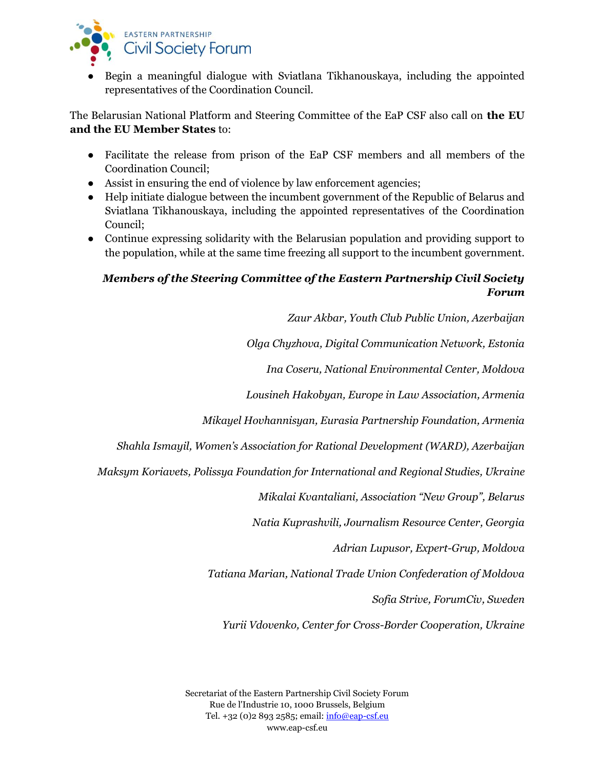- Begin a meaningful dialogue with Sviatlana Tikhanouskaya, including the appointed representatives of the Coordination Council.

The Belarusian National Platform and Steering Committee of the EaP CSF also call on **the EU and the EU Member States** to:

- Facilitate the release from prison of the EaP CSF members and all members of the Coordination Council;
- Assist in ensuring the end of violence by law enforcement agencies;
- Help initiate dialogue between the incumbent government of the Republic of Belarus and Sviatlana Tikhanouskaya, including the appointed representatives of the Coordination Council;
- Continue expressing solidarity with the Belarusian population and providing support to the population, while at the same time freezing all support to the incumbent government.

***Members of the Steering Committee of the Eastern Partnership Civil Society Forum***

*Zaur Akbar, Youth Club Public Union, Azerbaijan*

*Olga Chyzhova, Digital Communication Network, Estonia*

*Ina Coseru, National Environmental Center, Moldova*

*Lousineh Hakobyan, Europe in Law Association, Armenia*

*Mikayel Hovhannisyan, Eurasia Partnership Foundation, Armenia*

*Shahla Ismayil, Women's Association for Rational Development (WARD), Azerbaijan*

*Maksym Koriavets, Polissya Foundation for International and Regional Studies, Ukraine*

*Mikalai Kvantaliani, Association "New Group", Belarus*

*Natia Kuprashvili, Journalism Resource Center, Georgia*

*Adrian Lupusor, Expert-Grup, Moldova*

*Tatiana Marian, National Trade Union Confederation of Moldova*

*Sofia Strive, ForumCiv, Sweden*

*Yurii Vdovenko, Center for Cross-Border Cooperation, Ukraine*